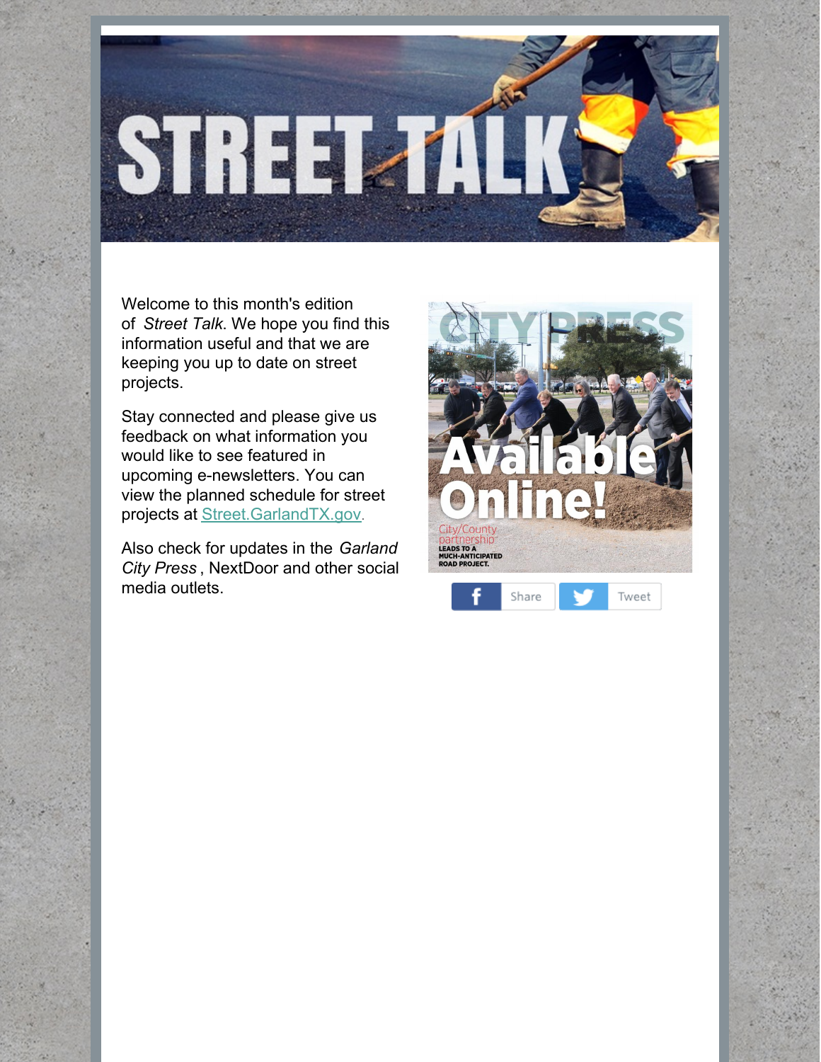# STREET TALK

Welcome to this month's edition of *Street Talk*. We hope you find this information useful and that we are keeping you up to date on street projects.

Stay connected and please give us feedback on what information you would like to see featured in upcoming e-newsletters. You can view the planned schedule for street projects at [Street.GarlandTX.gov](Street.GarlandTX.gov).

Also check for updates in the *Garland City Press*, NextDoor and other social media outlets.

CITY PRESS

Available Online!

City/County partnership LEADS TO A MUCH-ANTICIPATED ROAD PROJECT.

Share Tweet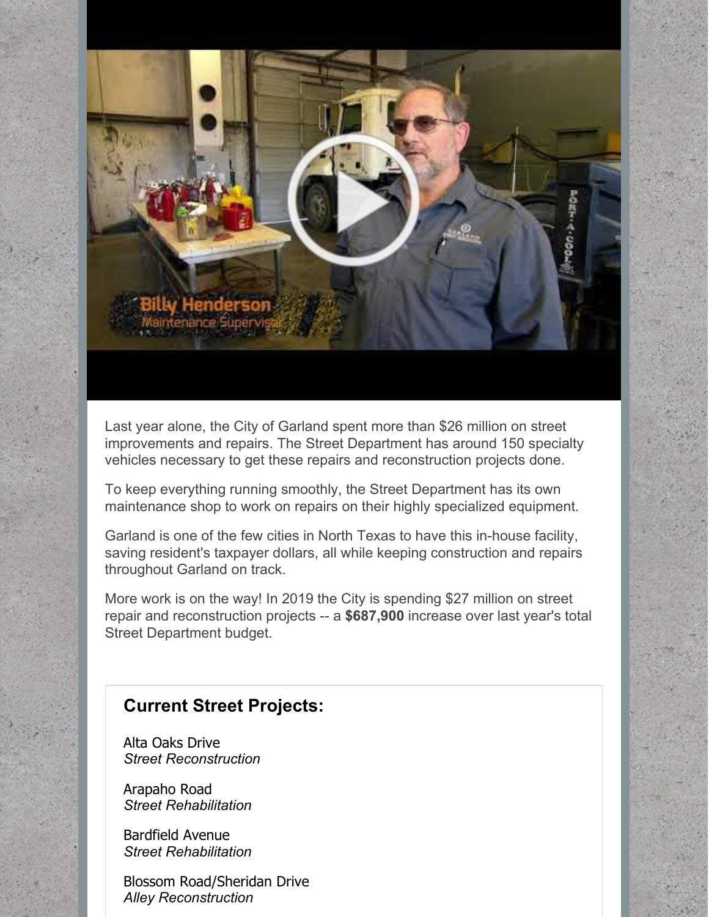Last year alone, the City of Garland spent more than $26 million on street improvements and repairs. The Street Department has around 150 specialty vehicles necessary to get these repairs and reconstruction projects done.

To keep everything running smoothly, the Street Department has its own maintenance shop to work on repairs on their highly specialized equipment.

Garland is one of the few cities in North Texas to have this in-house facility, saving resident's taxpayer dollars, all while keeping construction and repairs throughout Garland on track.

More work is on the way! In 2019 the City is spending $27 million on street repair and reconstruction projects -- a **$687,900** increase over last year's total Street Department budget.

### Current Street Projects:

Alta Oaks Drive
*Street Reconstruction*

Arapaho Road
*Street Rehabilitation*

Bardfield Avenue
*Street Rehabilitation*

Blossom Road/Sheridan Drive
*Alley Reconstruction*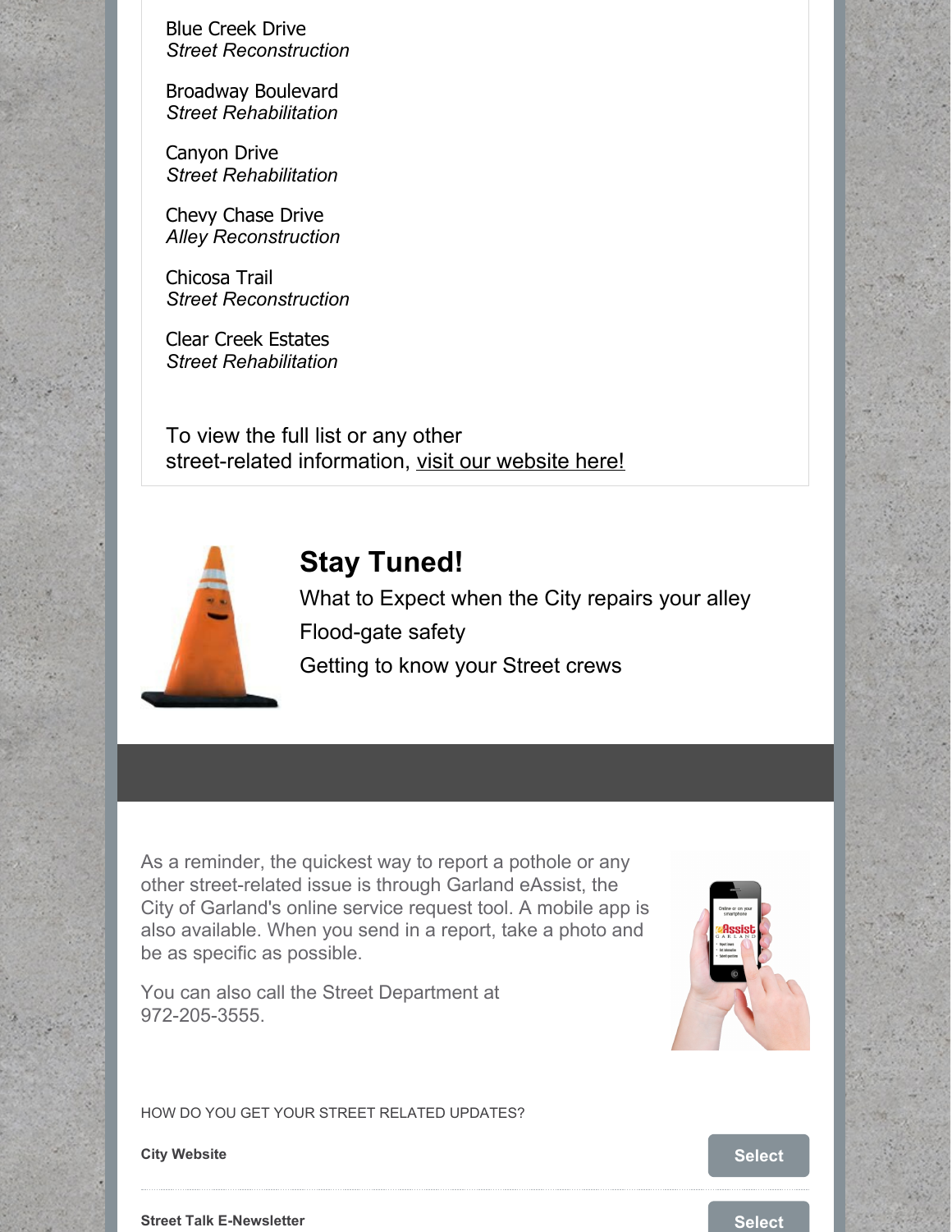Blue Creek Drive
*Street Reconstruction*

Broadway Boulevard
*Street Rehabilitation*

Canyon Drive
*Street Rehabilitation*

Chevy Chase Drive
*Alley Reconstruction*

Chicosa Trail
*Street Reconstruction*

Clear Creek Estates
*Street Rehabilitation*

To view the full list or any other street-related information, visit our website here!

## Stay Tuned!

What to Expect when the City repairs your alley

Flood-gate safety

Getting to know your Street crews

As a reminder, the quickest way to report a pothole or any other street-related issue is through Garland eAssist, the City of Garland's online service request tool. A mobile app is also available. When you send in a report, take a photo and be as specific as possible.

You can also call the Street Department at 972-205-3555.

HOW DO YOU GET YOUR STREET RELATED UPDATES?

**City Website** — Select

**Street Talk E-Newsletter** — Select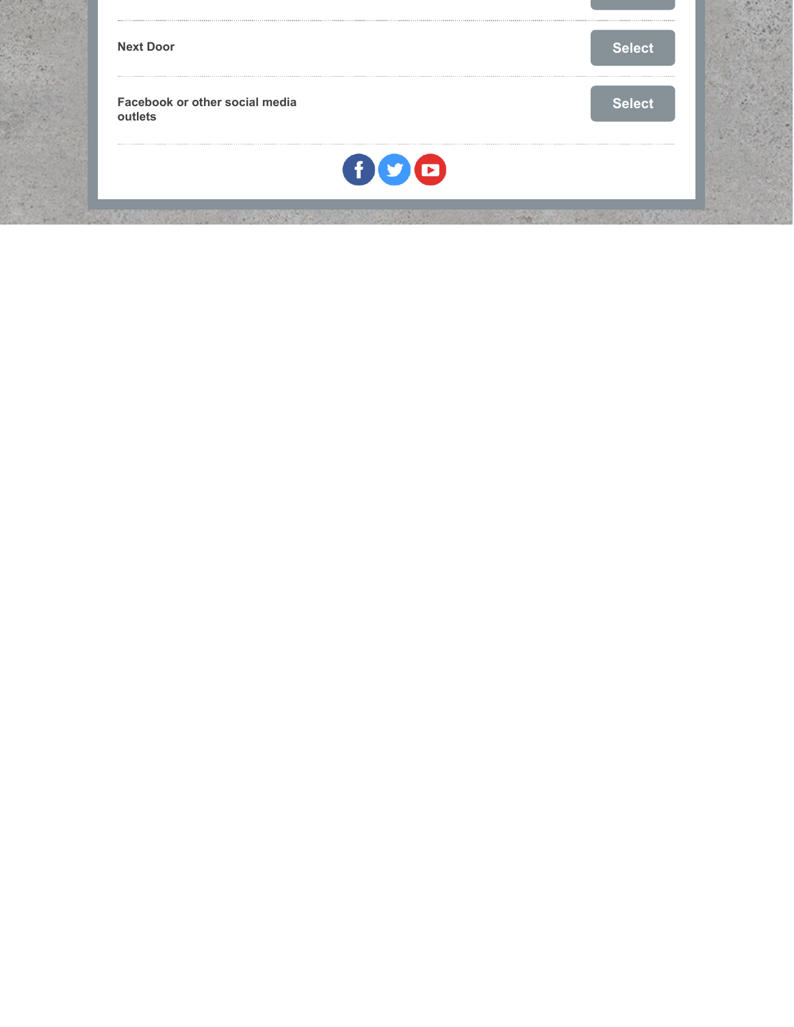Next Door

Select

Facebook or other social media outlets

Select